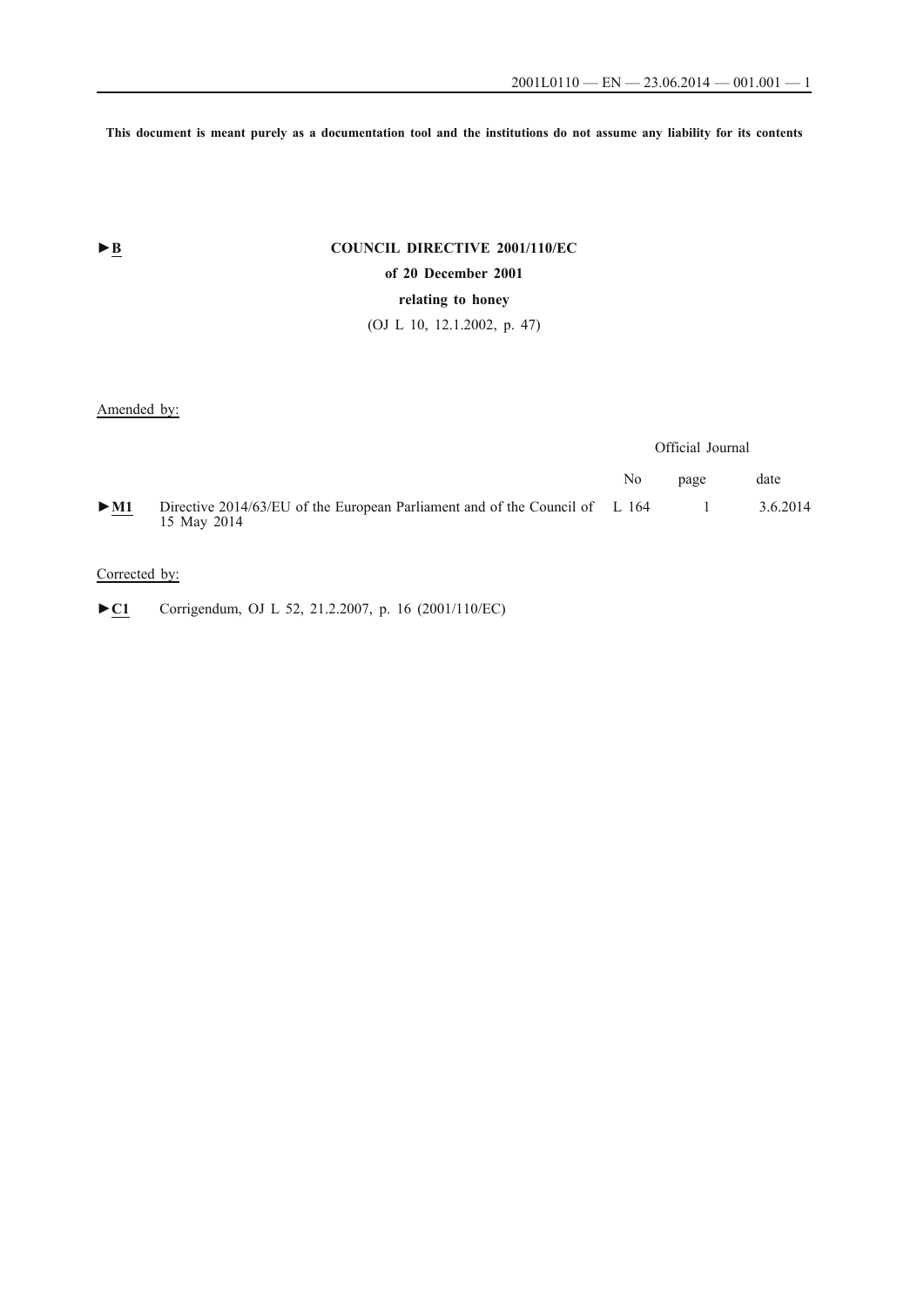**This document is meant purely as a documentation tool and the institutions do not assume any liability for its contents**

►B

# COUNCIL DIRECTIVE 2001/110/EC

## of 20 December 2001

## relating to honey

(OJ L 10, 12.1.2002, p. 47)

Amended by:

| | | Official Journal | | |
|---|---|---|---|---|
| | | No | page | date |
| ►M1 | Directive 2014/63/EU of the European Parliament and of the Council of 15 May 2014 | L 164 | 1 | 3.6.2014 |

Corrected by:

►C1 Corrigendum, OJ L 52, 21.2.2007, p. 16 (2001/110/EC)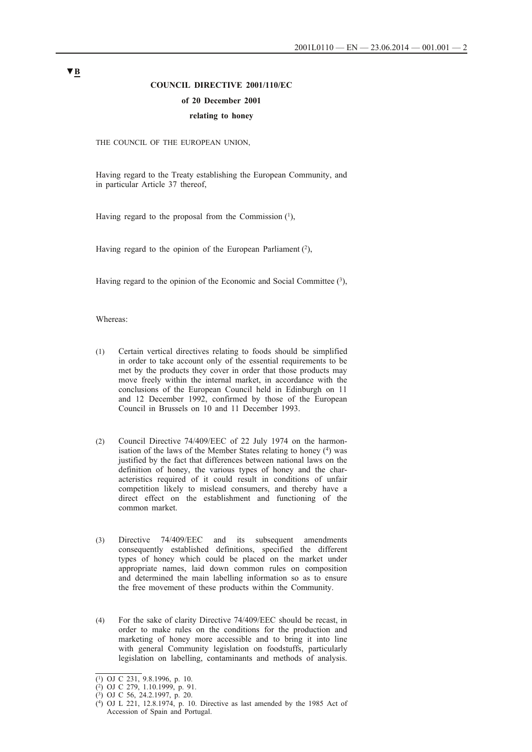**▼B**

**COUNCIL DIRECTIVE 2001/110/EC**

**of 20 December 2001**

**relating to honey**

THE COUNCIL OF THE EUROPEAN UNION,

Having regard to the Treaty establishing the European Community, and in particular Article 37 thereof,

Having regard to the proposal from the Commission [1],

Having regard to the opinion of the European Parliament [2],

Having regard to the opinion of the Economic and Social Committee [3],

Whereas:

(1) Certain vertical directives relating to foods should be simplified in order to take account only of the essential requirements to be met by the products they cover in order that those products may move freely within the internal market, in accordance with the conclusions of the European Council held in Edinburgh on 11 and 12 December 1992, confirmed by those of the European Council in Brussels on 10 and 11 December 1993.

(2) Council Directive 74/409/EEC of 22 July 1974 on the harmonisation of the laws of the Member States relating to honey [4] was justified by the fact that differences between national laws on the definition of honey, the various types of honey and the characteristics required of it could result in conditions of unfair competition likely to mislead consumers, and thereby have a direct effect on the establishment and functioning of the common market.

(3) Directive 74/409/EEC and its subsequent amendments consequently established definitions, specified the different types of honey which could be placed on the market under appropriate names, laid down common rules on composition and determined the main labelling information so as to ensure the free movement of these products within the Community.

(4) For the sake of clarity Directive 74/409/EEC should be recast, in order to make rules on the conditions for the production and marketing of honey more accessible and to bring it into line with general Community legislation on foodstuffs, particularly legislation on labelling, contaminants and methods of analysis.

---

[1] OJ C 231, 9.8.1996, p. 10.

[2] OJ C 279, 1.10.1999, p. 91.

[3] OJ C 56, 24.2.1997, p. 20.

[4] OJ L 221, 12.8.1974, p. 10. Directive as last amended by the 1985 Act of Accession of Spain and Portugal.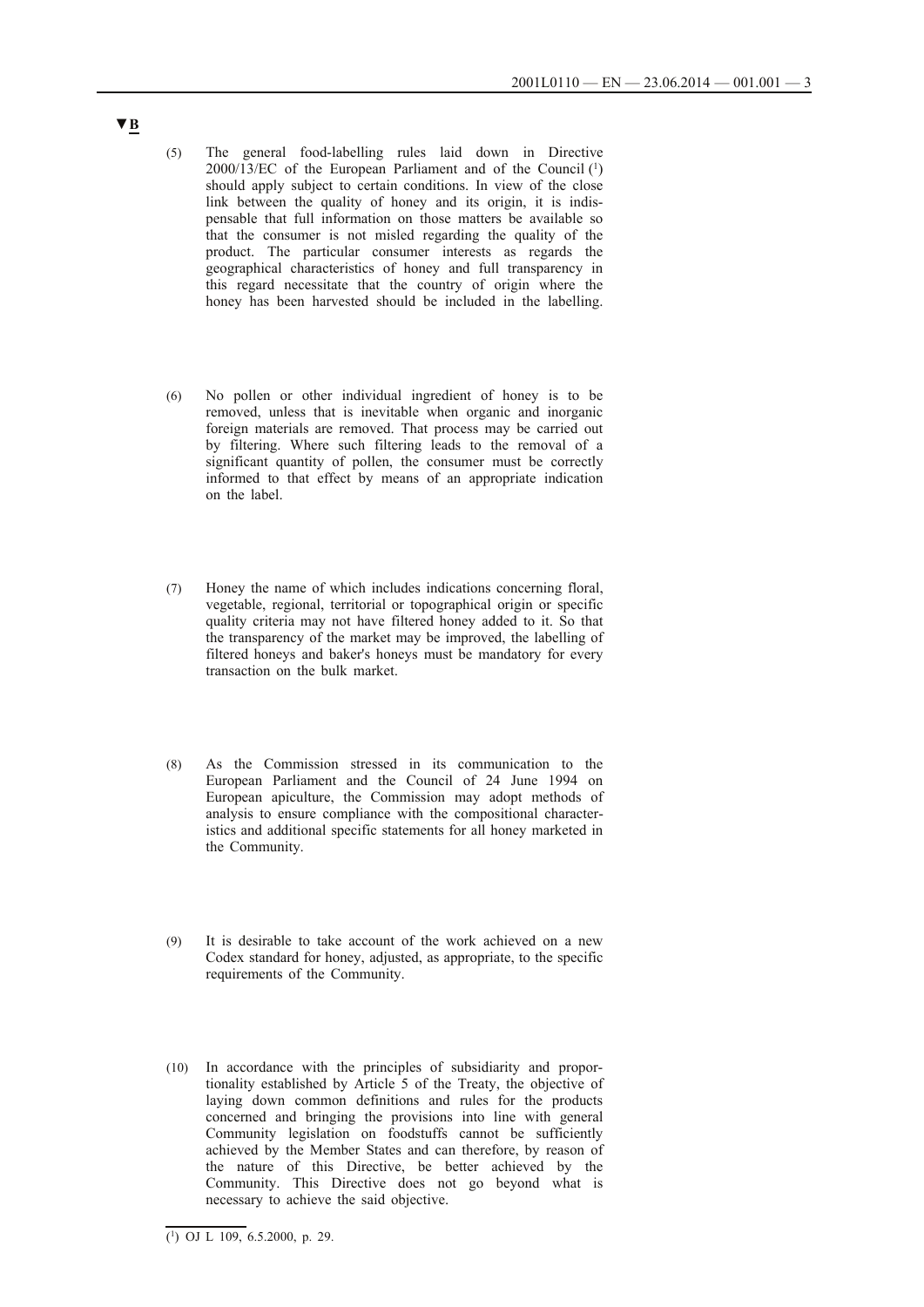▼B

(5) The general food-labelling rules laid down in Directive 2000/13/EC of the European Parliament and of the Council [1] should apply subject to certain conditions. In view of the close link between the quality of honey and its origin, it is indispensable that full information on those matters be available so that the consumer is not misled regarding the quality of the product. The particular consumer interests as regards the geographical characteristics of honey and full transparency in this regard necessitate that the country of origin where the honey has been harvested should be included in the labelling.

(6) No pollen or other individual ingredient of honey is to be removed, unless that is inevitable when organic and inorganic foreign materials are removed. That process may be carried out by filtering. Where such filtering leads to the removal of a significant quantity of pollen, the consumer must be correctly informed to that effect by means of an appropriate indication on the label.

(7) Honey the name of which includes indications concerning floral, vegetable, regional, territorial or topographical origin or specific quality criteria may not have filtered honey added to it. So that the transparency of the market may be improved, the labelling of filtered honeys and baker's honeys must be mandatory for every transaction on the bulk market.

(8) As the Commission stressed in its communication to the European Parliament and the Council of 24 June 1994 on European apiculture, the Commission may adopt methods of analysis to ensure compliance with the compositional characteristics and additional specific statements for all honey marketed in the Community.

(9) It is desirable to take account of the work achieved on a new Codex standard for honey, adjusted, as appropriate, to the specific requirements of the Community.

(10) In accordance with the principles of subsidiarity and proportionality established by Article 5 of the Treaty, the objective of laying down common definitions and rules for the products concerned and bringing the provisions into line with general Community legislation on foodstuffs cannot be sufficiently achieved by the Member States and can therefore, by reason of the nature of this Directive, be better achieved by the Community. This Directive does not go beyond what is necessary to achieve the said objective.

---

[1] OJ L 109, 6.5.2000, p. 29.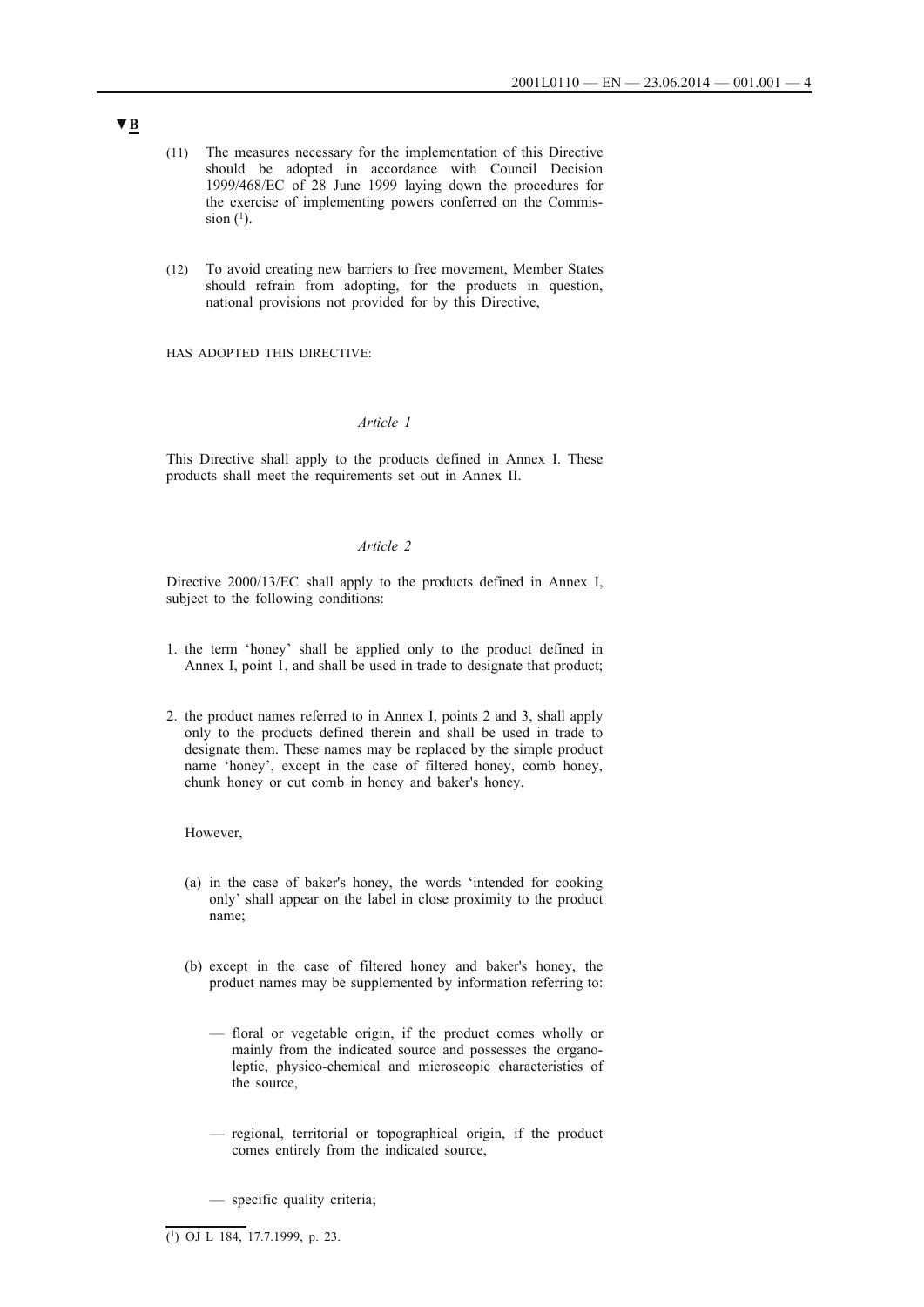▼B

(11) The measures necessary for the implementation of this Directive should be adopted in accordance with Council Decision 1999/468/EC of 28 June 1999 laying down the procedures for the exercise of implementing powers conferred on the Commission [1].

(12) To avoid creating new barriers to free movement, Member States should refrain from adopting, for the products in question, national provisions not provided for by this Directive,

HAS ADOPTED THIS DIRECTIVE:

*Article 1*

This Directive shall apply to the products defined in Annex I. These products shall meet the requirements set out in Annex II.

*Article 2*

Directive 2000/13/EC shall apply to the products defined in Annex I, subject to the following conditions:

1. the term 'honey' shall be applied only to the product defined in Annex I, point 1, and shall be used in trade to designate that product;

2. the product names referred to in Annex I, points 2 and 3, shall apply only to the products defined therein and shall be used in trade to designate them. These names may be replaced by the simple product name 'honey', except in the case of filtered honey, comb honey, chunk honey or cut comb in honey and baker's honey.

   However,

   (a) in the case of baker's honey, the words 'intended for cooking only' shall appear on the label in close proximity to the product name;

   (b) except in the case of filtered honey and baker's honey, the product names may be supplemented by information referring to:

   — floral or vegetable origin, if the product comes wholly or mainly from the indicated source and possesses the organoleptic, physico-chemical and microscopic characteristics of the source,

   — regional, territorial or topographical origin, if the product comes entirely from the indicated source,

   — specific quality criteria;

---

[1] OJ L 184, 17.7.1999, p. 23.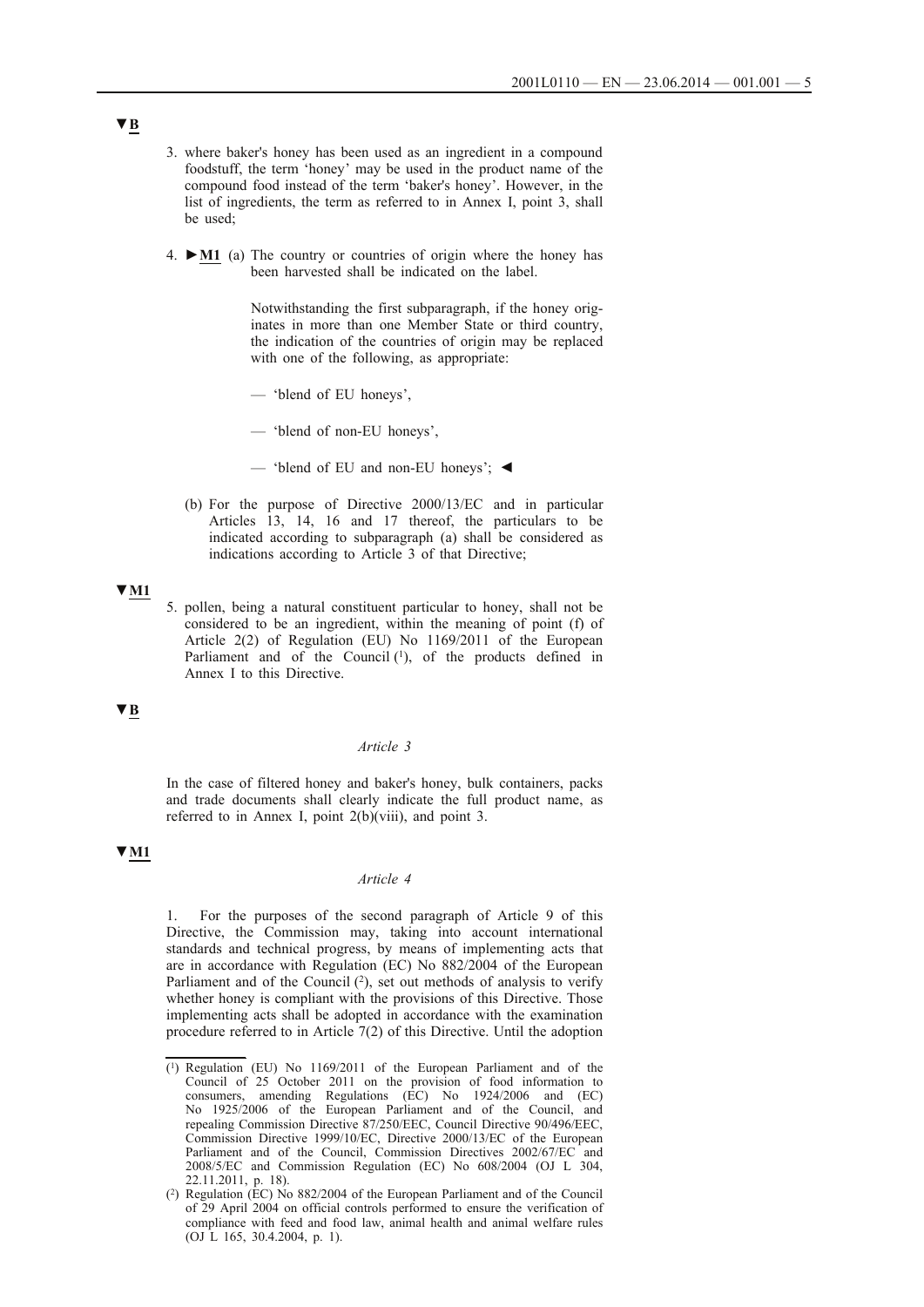▼B

3. where baker's honey has been used as an ingredient in a compound foodstuff, the term 'honey' may be used in the product name of the compound food instead of the term 'baker's honey'. However, in the list of ingredients, the term as referred to in Annex I, point 3, shall be used;

4. ►M1 (a) The country or countries of origin where the honey has been harvested shall be indicated on the label.

   Notwithstanding the first subparagraph, if the honey originates in more than one Member State or third country, the indication of the countries of origin may be replaced with one of the following, as appropriate:

   — 'blend of EU honeys',

   — 'blend of non-EU honeys',

   — 'blend of EU and non-EU honeys'; ◄

   (b) For the purpose of Directive 2000/13/EC and in particular Articles 13, 14, 16 and 17 thereof, the particulars to be indicated according to subparagraph (a) shall be considered as indications according to Article 3 of that Directive;

▼M1

5. pollen, being a natural constituent particular to honey, shall not be considered to be an ingredient, within the meaning of point (f) of Article 2(2) of Regulation (EU) No 1169/2011 of the European Parliament and of the Council [1], of the products defined in Annex I to this Directive.

▼B

*Article 3*

In the case of filtered honey and baker's honey, bulk containers, packs and trade documents shall clearly indicate the full product name, as referred to in Annex I, point 2(b)(viii), and point 3.

▼M1

*Article 4*

1. For the purposes of the second paragraph of Article 9 of this Directive, the Commission may, taking into account international standards and technical progress, by means of implementing acts that are in accordance with Regulation (EC) No 882/2004 of the European Parliament and of the Council [2], set out methods of analysis to verify whether honey is compliant with the provisions of this Directive. Those implementing acts shall be adopted in accordance with the examination procedure referred to in Article 7(2) of this Directive. Until the adoption

---

[1] Regulation (EU) No 1169/2011 of the European Parliament and of the Council of 25 October 2011 on the provision of food information to consumers, amending Regulations (EC) No 1924/2006 and (EC) No 1925/2006 of the European Parliament and of the Council, and repealing Commission Directive 87/250/EEC, Council Directive 90/496/EEC, Commission Directive 1999/10/EC, Directive 2000/13/EC of the European Parliament and of the Council, Commission Directives 2002/67/EC and 2008/5/EC and Commission Regulation (EC) No 608/2004 (OJ L 304, 22.11.2011, p. 18).

[2] Regulation (EC) No 882/2004 of the European Parliament and of the Council of 29 April 2004 on official controls performed to ensure the verification of compliance with feed and food law, animal health and animal welfare rules (OJ L 165, 30.4.2004, p. 1).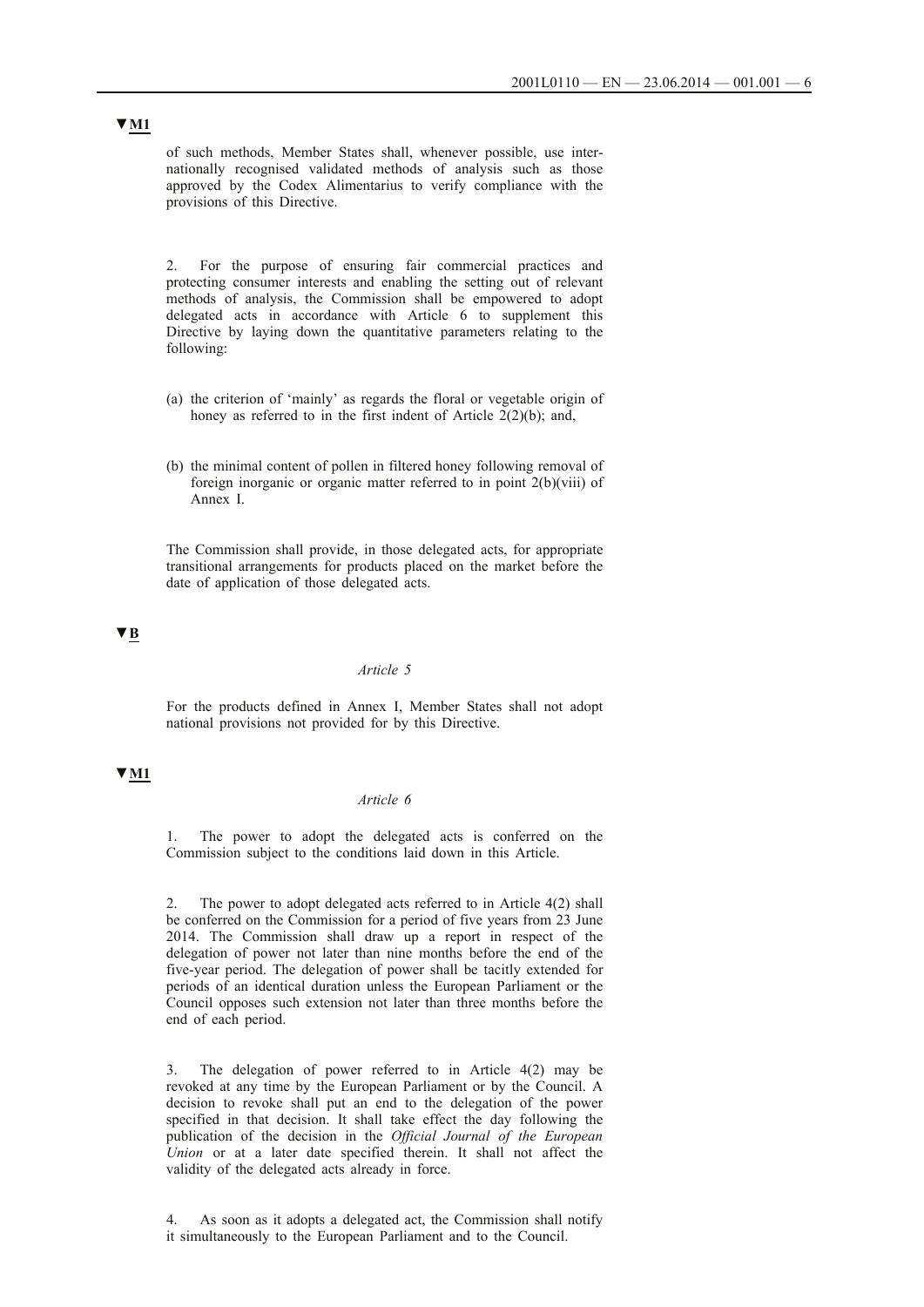▼M1

of such methods, Member States shall, whenever possible, use internationally recognised validated methods of analysis such as those approved by the Codex Alimentarius to verify compliance with the provisions of this Directive.

2. For the purpose of ensuring fair commercial practices and protecting consumer interests and enabling the setting out of relevant methods of analysis, the Commission shall be empowered to adopt delegated acts in accordance with Article 6 to supplement this Directive by laying down the quantitative parameters relating to the following:

(a) the criterion of 'mainly' as regards the floral or vegetable origin of honey as referred to in the first indent of Article 2(2)(b); and,

(b) the minimal content of pollen in filtered honey following removal of foreign inorganic or organic matter referred to in point 2(b)(viii) of Annex I.

The Commission shall provide, in those delegated acts, for appropriate transitional arrangements for products placed on the market before the date of application of those delegated acts.

▼B

*Article 5*

For the products defined in Annex I, Member States shall not adopt national provisions not provided for by this Directive.

▼M1

*Article 6*

1. The power to adopt the delegated acts is conferred on the Commission subject to the conditions laid down in this Article.

2. The power to adopt delegated acts referred to in Article 4(2) shall be conferred on the Commission for a period of five years from 23 June 2014. The Commission shall draw up a report in respect of the delegation of power not later than nine months before the end of the five-year period. The delegation of power shall be tacitly extended for periods of an identical duration unless the European Parliament or the Council opposes such extension not later than three months before the end of each period.

3. The delegation of power referred to in Article 4(2) may be revoked at any time by the European Parliament or by the Council. A decision to revoke shall put an end to the delegation of the power specified in that decision. It shall take effect the day following the publication of the decision in the *Official Journal of the European Union* or at a later date specified therein. It shall not affect the validity of the delegated acts already in force.

4. As soon as it adopts a delegated act, the Commission shall notify it simultaneously to the European Parliament and to the Council.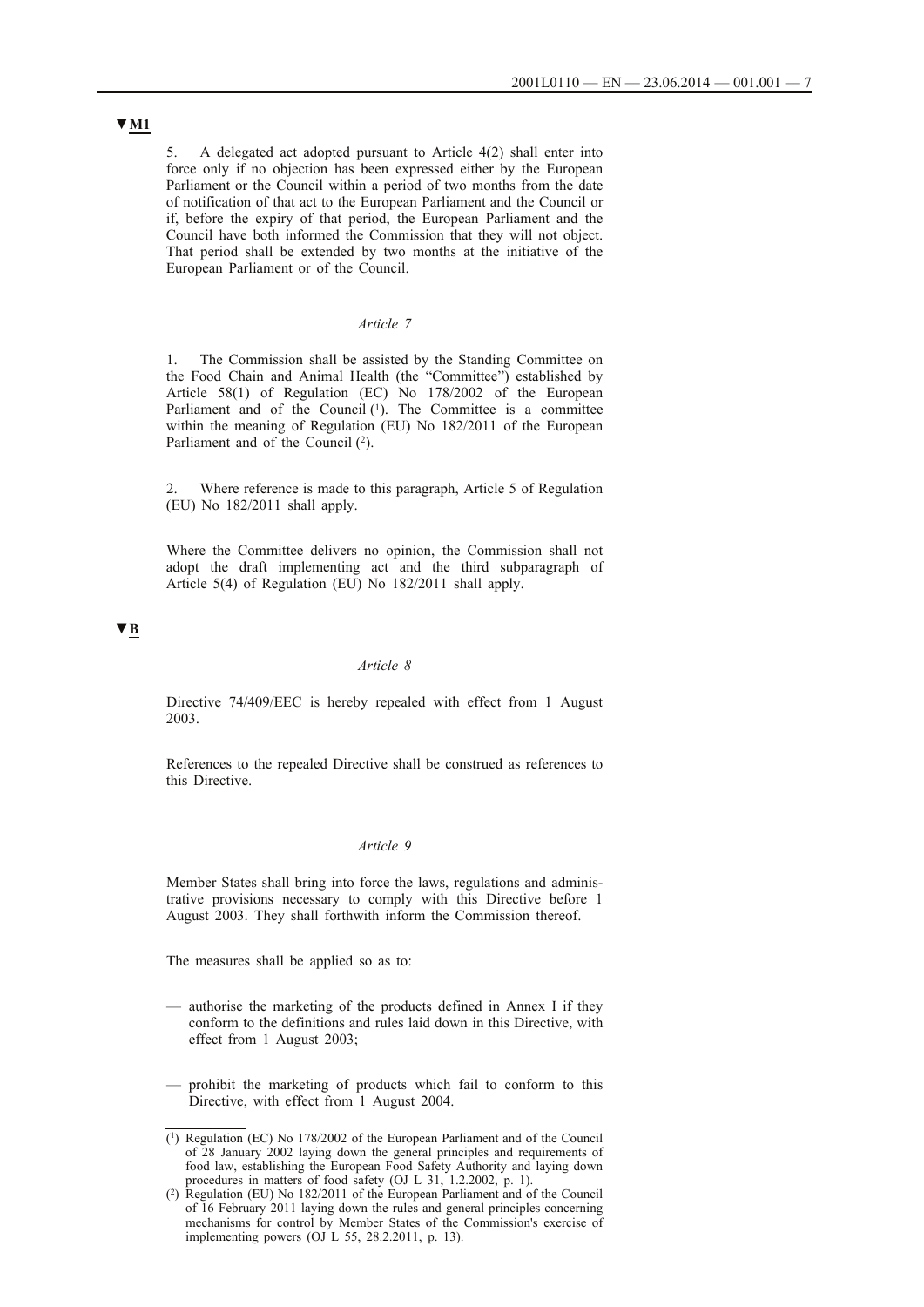▼M1

5. A delegated act adopted pursuant to Article 4(2) shall enter into force only if no objection has been expressed either by the European Parliament or the Council within a period of two months from the date of notification of that act to the European Parliament and the Council or if, before the expiry of that period, the European Parliament and the Council have both informed the Commission that they will not object. That period shall be extended by two months at the initiative of the European Parliament or of the Council.

*Article 7*

1. The Commission shall be assisted by the Standing Committee on the Food Chain and Animal Health (the "Committee") established by Article 58(1) of Regulation (EC) No 178/2002 of the European Parliament and of the Council [1]. The Committee is a committee within the meaning of Regulation (EU) No 182/2011 of the European Parliament and of the Council [2].

2. Where reference is made to this paragraph, Article 5 of Regulation (EU) No 182/2011 shall apply.

Where the Committee delivers no opinion, the Commission shall not adopt the draft implementing act and the third subparagraph of Article 5(4) of Regulation (EU) No 182/2011 shall apply.

▼B

*Article 8*

Directive 74/409/EEC is hereby repealed with effect from 1 August 2003.

References to the repealed Directive shall be construed as references to this Directive.

*Article 9*

Member States shall bring into force the laws, regulations and administrative provisions necessary to comply with this Directive before 1 August 2003. They shall forthwith inform the Commission thereof.

The measures shall be applied so as to:

— authorise the marketing of the products defined in Annex I if they conform to the definitions and rules laid down in this Directive, with effect from 1 August 2003;

— prohibit the marketing of products which fail to conform to this Directive, with effect from 1 August 2004.

---

[1] Regulation (EC) No 178/2002 of the European Parliament and of the Council of 28 January 2002 laying down the general principles and requirements of food law, establishing the European Food Safety Authority and laying down procedures in matters of food safety (OJ L 31, 1.2.2002, p. 1).

[2] Regulation (EU) No 182/2011 of the European Parliament and of the Council of 16 February 2011 laying down the rules and general principles concerning mechanisms for control by Member States of the Commission's exercise of implementing powers (OJ L 55, 28.2.2011, p. 13).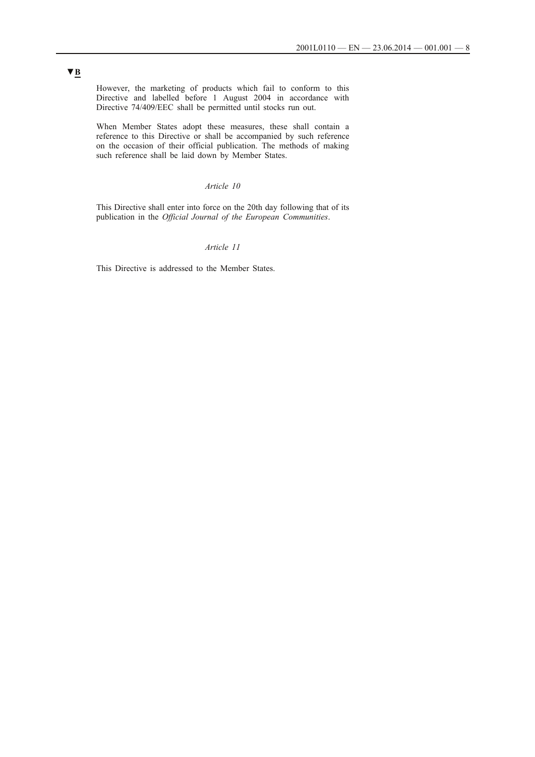▼B

However, the marketing of products which fail to conform to this Directive and labelled before 1 August 2004 in accordance with Directive 74/409/EEC shall be permitted until stocks run out.

When Member States adopt these measures, these shall contain a reference to this Directive or shall be accompanied by such reference on the occasion of their official publication. The methods of making such reference shall be laid down by Member States.

*Article 10*

This Directive shall enter into force on the 20th day following that of its publication in the *Official Journal of the European Communities*.

*Article 11*

This Directive is addressed to the Member States.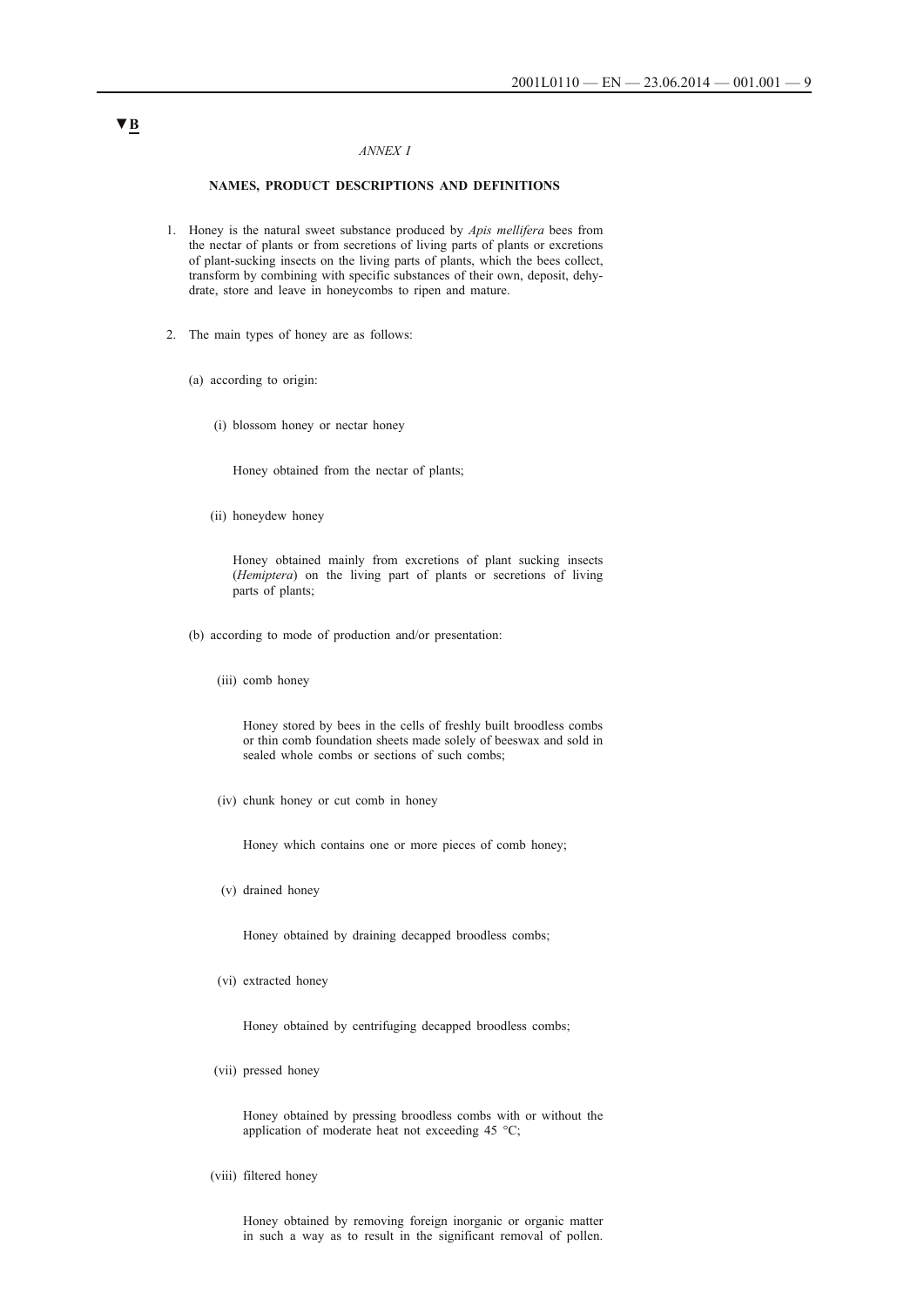▼B

*ANNEX I*

**NAMES, PRODUCT DESCRIPTIONS AND DEFINITIONS**

1. Honey is the natural sweet substance produced by *Apis mellifera* bees from the nectar of plants or from secretions of living parts of plants or excretions of plant-sucking insects on the living parts of plants, which the bees collect, transform by combining with specific substances of their own, deposit, dehydrate, store and leave in honeycombs to ripen and mature.

2. The main types of honey are as follows:

   (a) according to origin:

      (i) blossom honey or nectar honey

         Honey obtained from the nectar of plants;

      (ii) honeydew honey

         Honey obtained mainly from excretions of plant sucking insects (*Hemiptera*) on the living part of plants or secretions of living parts of plants;

   (b) according to mode of production and/or presentation:

      (iii) comb honey

         Honey stored by bees in the cells of freshly built broodless combs or thin comb foundation sheets made solely of beeswax and sold in sealed whole combs or sections of such combs;

      (iv) chunk honey or cut comb in honey

         Honey which contains one or more pieces of comb honey;

      (v) drained honey

         Honey obtained by draining decapped broodless combs;

      (vi) extracted honey

         Honey obtained by centrifuging decapped broodless combs;

      (vii) pressed honey

         Honey obtained by pressing broodless combs with or without the application of moderate heat not exceeding 45 °C;

      (viii) filtered honey

         Honey obtained by removing foreign inorganic or organic matter in such a way as to result in the significant removal of pollen.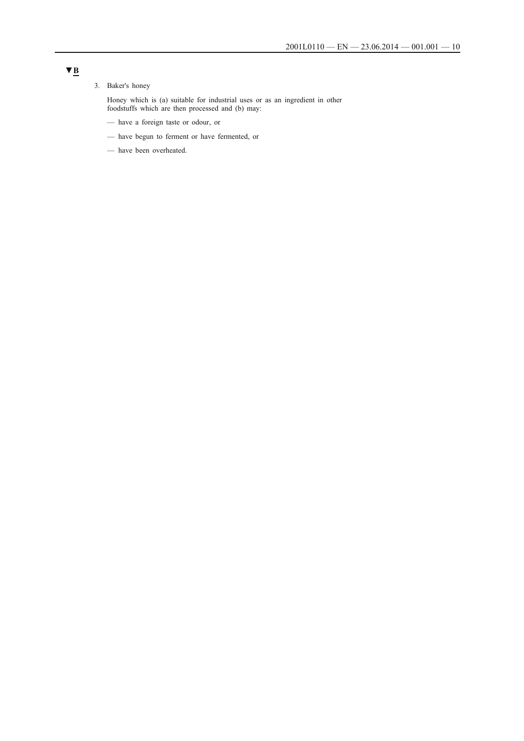▼B

3. Baker's honey

   Honey which is (a) suitable for industrial uses or as an ingredient in other foodstuffs which are then processed and (b) may:

   — have a foreign taste or odour, or

   — have begun to ferment or have fermented, or

   — have been overheated.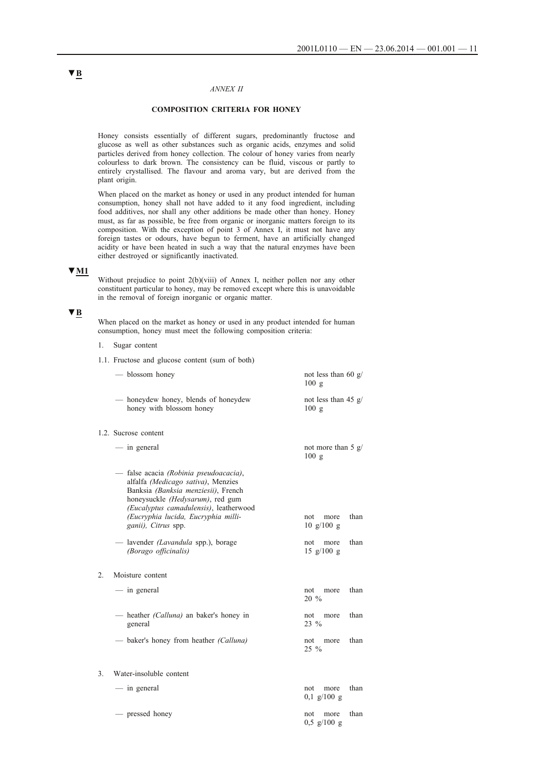▼B

*ANNEX II*

**COMPOSITION CRITERIA FOR HONEY**

Honey consists essentially of different sugars, predominantly fructose and glucose as well as other substances such as organic acids, enzymes and solid particles derived from honey collection. The colour of honey varies from nearly colourless to dark brown. The consistency can be fluid, viscous or partly to entirely crystallised. The flavour and aroma vary, but are derived from the plant origin.

When placed on the market as honey or used in any product intended for human consumption, honey shall not have added to it any food ingredient, including food additives, nor shall any other additions be made other than honey. Honey must, as far as possible, be free from organic or inorganic matters foreign to its composition. With the exception of point 3 of Annex I, it must not have any foreign tastes or odours, have begun to ferment, have an artificially changed acidity or have been heated in such a way that the natural enzymes have been either destroyed or significantly inactivated.

▼M1

Without prejudice to point 2(b)(viii) of Annex I, neither pollen nor any other constituent particular to honey, may be removed except where this is unavoidable in the removal of foreign inorganic or organic matter.

▼B

When placed on the market as honey or used in any product intended for human consumption, honey must meet the following composition criteria:

1. Sugar content

1.1. Fructose and glucose content (sum of both)

| | |
|---|---|
| — blossom honey | not less than 60 g/100 g |
| — honeydew honey, blends of honeydew honey with blossom honey | not less than 45 g/100 g |

1.2. Sucrose content

| | |
|---|---|
| — in general | not more than 5 g/100 g |
| — false acacia *(Robinia pseudoacacia)*, alfalfa *(Medicago sativa)*, Menzies Banksia *(Banksia menziesii)*, French honeysuckle *(Hedysarum)*, red gum *(Eucalyptus camadulensis)*, leatherwood *(Eucryphia lucida, Eucryphia milliganii)*, *Citrus* spp. | not more than 10 g/100 g |
| — lavender *(Lavandula* spp.), borage *(Borago officinalis)* | not more than 15 g/100 g |

2. Moisture content

| | |
|---|---|
| — in general | not more than 20 % |
| — heather *(Calluna)* an baker's honey in general | not more than 23 % |
| — baker's honey from heather *(Calluna)* | not more than 25 % |

3. Water-insoluble content

| | |
|---|---|
| — in general | not more than 0,1 g/100 g |
| — pressed honey | not more than 0,5 g/100 g |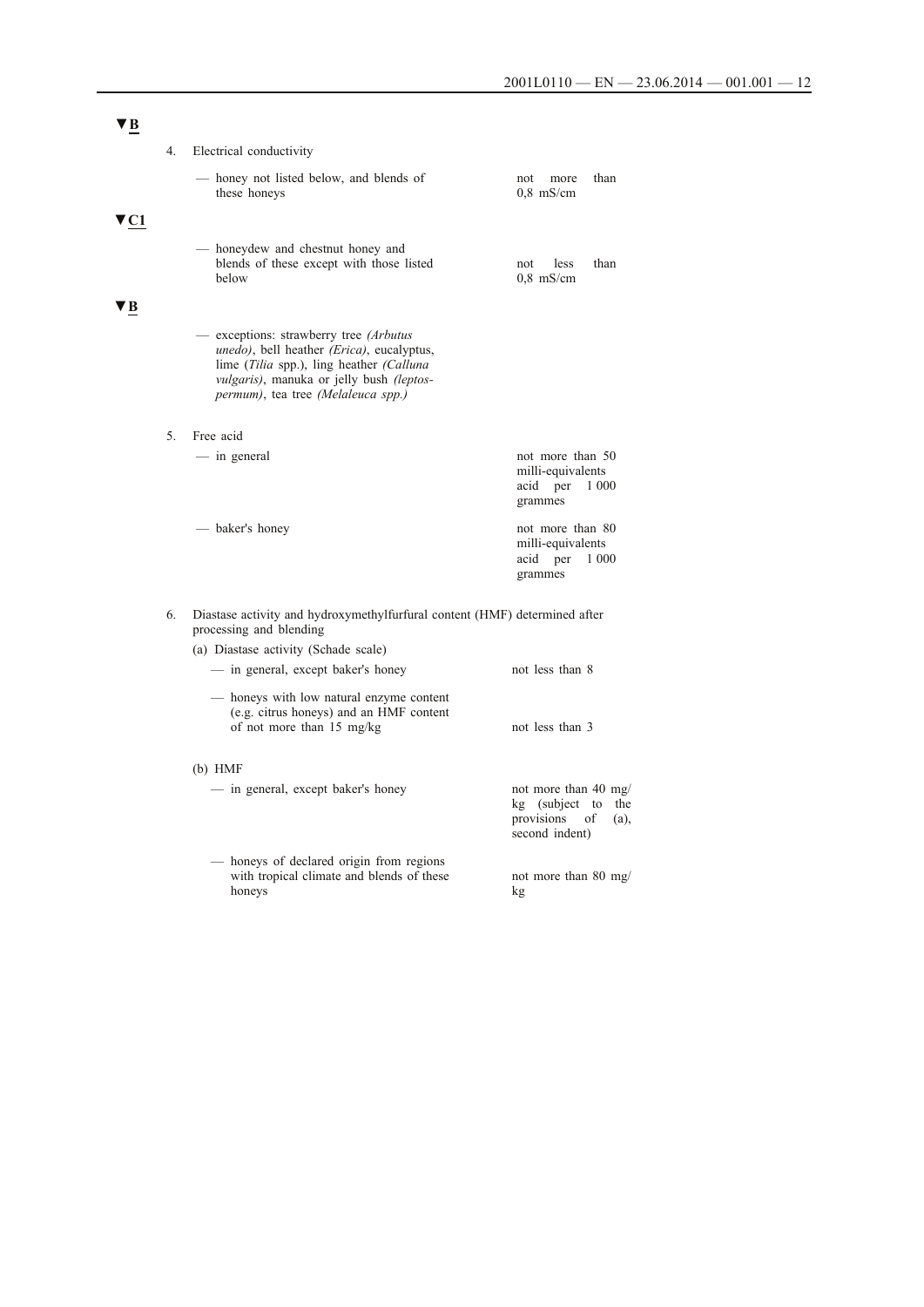▼B

4. Electrical conductivity

| | |
|---|---|
| — honey not listed below, and blends of these honeys | not more than 0,8 mS/cm |

▼C1

| | |
|---|---|
| — honeydew and chestnut honey and blends of these except with those listed below | not less than 0,8 mS/cm |

▼B

— exceptions: strawberry tree *(Arbutus unedo)*, bell heather *(Erica)*, eucalyptus, lime (*Tilia* spp.), ling heather *(Calluna vulgaris)*, manuka or jelly bush *(leptospermum)*, tea tree *(Melaleuca spp.)*

5. Free acid

| | |
|---|---|
| — in general | not more than 50 milli-equivalents acid per 1 000 grammes |
| — baker's honey | not more than 80 milli-equivalents acid per 1 000 grammes |

6. Diastase activity and hydroxymethylfurfural content (HMF) determined after processing and blending

(a) Diastase activity (Schade scale)

| | |
|---|---|
| — in general, except baker's honey | not less than 8 |
| — honeys with low natural enzyme content (e.g. citrus honeys) and an HMF content of not more than 15 mg/kg | not less than 3 |

(b) HMF

| | |
|---|---|
| — in general, except baker's honey | not more than 40 mg/kg (subject to the provisions of (a), second indent) |
| — honeys of declared origin from regions with tropical climate and blends of these honeys | not more than 80 mg/kg |